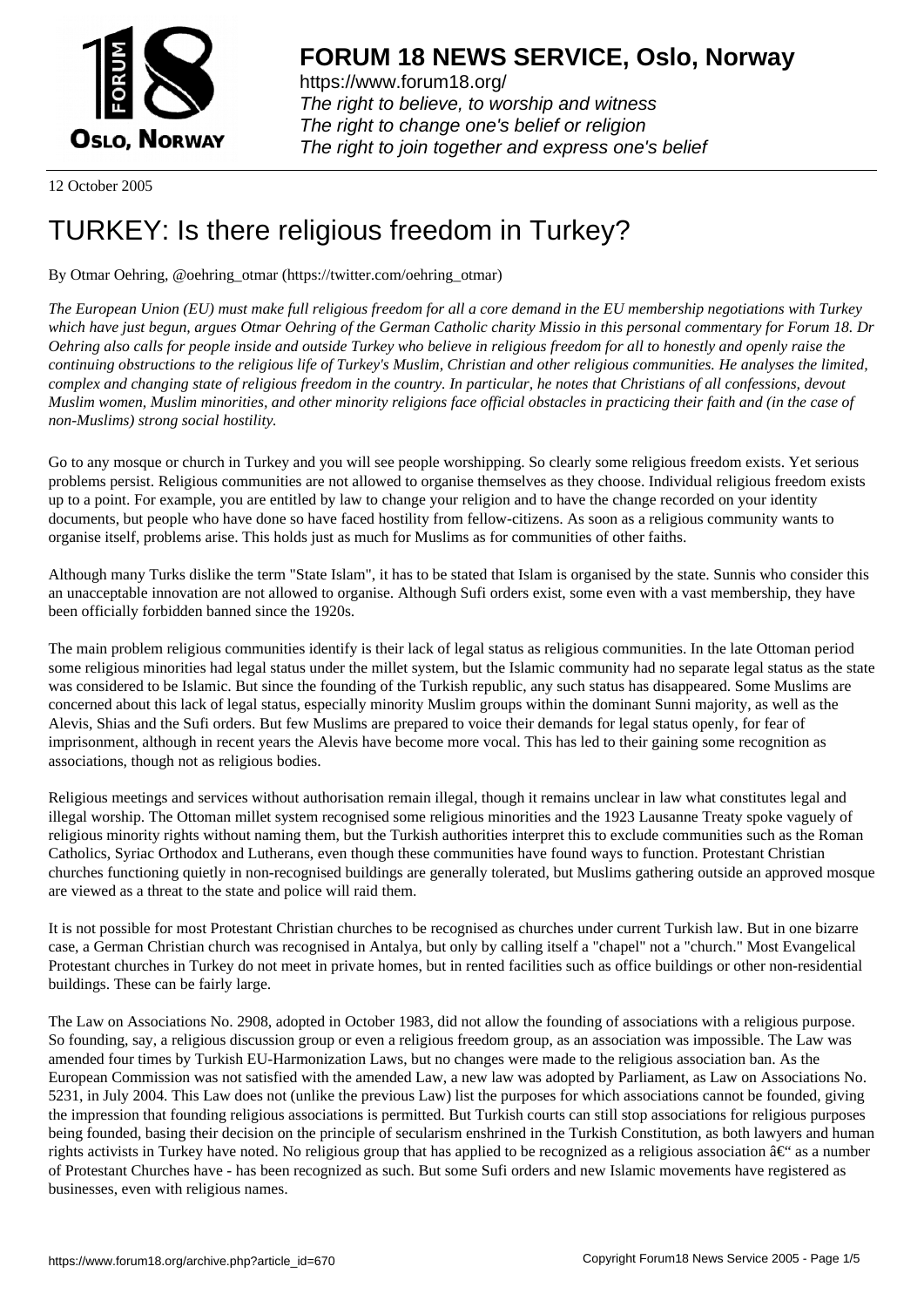# FORUM 18 NEWS SERVICE, Oslo, Norway

https://www.forum18.org/
*The right to believe, to worship and witness*
*The right to change one's belief or religion*
*The right to join together and express one's belief*

12 October 2005

# TURKEY: Is there religious freedom in Turkey?

By Otmar Oehring, @oehring_otmar (https://twitter.com/oehring_otmar)

*The European Union (EU) must make full religious freedom for all a core demand in the EU membership negotiations with Turkey which have just begun, argues Otmar Oehring of the German Catholic charity Missio in this personal commentary for Forum 18. Dr Oehring also calls for people inside and outside Turkey who believe in religious freedom for all to honestly and openly raise the continuing obstructions to the religious life of Turkey's Muslim, Christian and other religious communities. He analyses the limited, complex and changing state of religious freedom in the country. In particular, he notes that Christians of all confessions, devout Muslim women, Muslim minorities, and other minority religions face official obstacles in practicing their faith and (in the case of non-Muslims) strong social hostility.*

Go to any mosque or church in Turkey and you will see people worshipping. So clearly some religious freedom exists. Yet serious problems persist. Religious communities are not allowed to organise themselves as they choose. Individual religious freedom exists up to a point. For example, you are entitled by law to change your religion and to have the change recorded on your identity documents, but people who have done so have faced hostility from fellow-citizens. As soon as a religious community wants to organise itself, problems arise. This holds just as much for Muslims as for communities of other faiths.

Although many Turks dislike the term "State Islam", it has to be stated that Islam is organised by the state. Sunnis who consider this an unacceptable innovation are not allowed to organise. Although Sufi orders exist, some even with a vast membership, they have been officially forbidden banned since the 1920s.

The main problem religious communities identify is their lack of legal status as religious communities. In the late Ottoman period some religious minorities had legal status under the millet system, but the Islamic community had no separate legal status as the state was considered to be Islamic. But since the founding of the Turkish republic, any such status has disappeared. Some Muslims are concerned about this lack of legal status, especially minority Muslim groups within the dominant Sunni majority, as well as the Alevis, Shias and the Sufi orders. But few Muslims are prepared to voice their demands for legal status openly, for fear of imprisonment, although in recent years the Alevis have become more vocal. This has led to their gaining some recognition as associations, though not as religious bodies.

Religious meetings and services without authorisation remain illegal, though it remains unclear in law what constitutes legal and illegal worship. The Ottoman millet system recognised some religious minorities and the 1923 Lausanne Treaty spoke vaguely of religious minority rights without naming them, but the Turkish authorities interpret this to exclude communities such as the Roman Catholics, Syriac Orthodox and Lutherans, even though these communities have found ways to function. Protestant Christian churches functioning quietly in non-recognised buildings are generally tolerated, but Muslims gathering outside an approved mosque are viewed as a threat to the state and police will raid them.

It is not possible for most Protestant Christian churches to be recognised as churches under current Turkish law. But in one bizarre case, a German Christian church was recognised in Antalya, but only by calling itself a "chapel" not a "church." Most Evangelical Protestant churches in Turkey do not meet in private homes, but in rented facilities such as office buildings or other non-residential buildings. These can be fairly large.

The Law on Associations No. 2908, adopted in October 1983, did not allow the founding of associations with a religious purpose. So founding, say, a religious discussion group or even a religious freedom group, as an association was impossible. The Law was amended four times by Turkish EU-Harmonization Laws, but no changes were made to the religious association ban. As the European Commission was not satisfied with the amended Law, a new law was adopted by Parliament, as Law on Associations No. 5231, in July 2004. This Law does not (unlike the previous Law) list the purposes for which associations cannot be founded, giving the impression that founding religious associations is permitted. But Turkish courts can still stop associations for religious purposes being founded, basing their decision on the principle of secularism enshrined in the Turkish Constitution, as both lawyers and human rights activists in Turkey have noted. No religious group that has applied to be recognized as a religious association â€“ as a number of Protestant Churches have - has been recognized as such. But some Sufi orders and new Islamic movements have registered as businesses, even with religious names.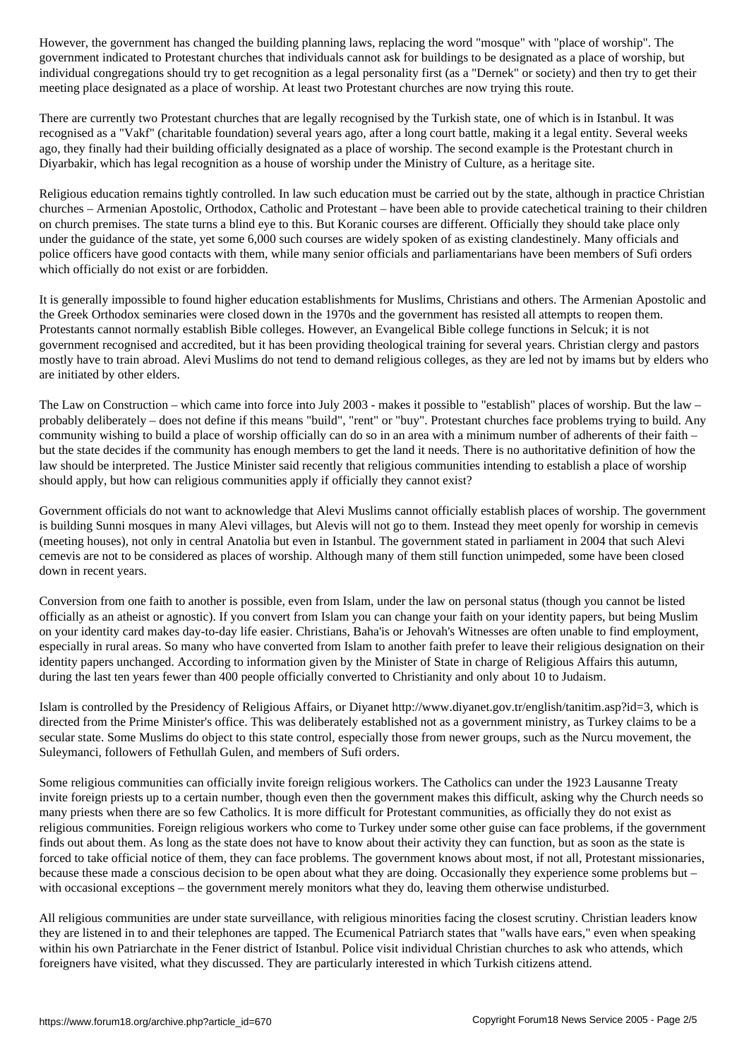However, the government has changed the building planning laws, replacing the word "mosque" with "place of worship". The government indicated to Protestant churches that individuals cannot ask for buildings to be designated as a place of worship, but individual congregations should try to get recognition as a legal personality first (as a "Dernek" or society) and then try to get their meeting place designated as a place of worship. At least two Protestant churches are now trying this route.

There are currently two Protestant churches that are legally recognised by the Turkish state, one of which is in Istanbul. It was recognised as a "Vakf" (charitable foundation) several years ago, after a long court battle, making it a legal entity. Several weeks ago, they finally had their building officially designated as a place of worship. The second example is the Protestant church in Diyarbakir, which has legal recognition as a house of worship under the Ministry of Culture, as a heritage site.

Religious education remains tightly controlled. In law such education must be carried out by the state, although in practice Christian churches – Armenian Apostolic, Orthodox, Catholic and Protestant – have been able to provide catechetical training to their children on church premises. The state turns a blind eye to this. But Koranic courses are different. Officially they should take place only under the guidance of the state, yet some 6,000 such courses are widely spoken of as existing clandestinely. Many officials and police officers have good contacts with them, while many senior officials and parliamentarians have been members of Sufi orders which officially do not exist or are forbidden.

It is generally impossible to found higher education establishments for Muslims, Christians and others. The Armenian Apostolic and the Greek Orthodox seminaries were closed down in the 1970s and the government has resisted all attempts to reopen them. Protestants cannot normally establish Bible colleges. However, an Evangelical Bible college functions in Selcuk; it is not government recognised and accredited, but it has been providing theological training for several years. Christian clergy and pastors mostly have to train abroad. Alevi Muslims do not tend to demand religious colleges, as they are led not by imams but by elders who are initiated by other elders.

The Law on Construction – which came into force into July 2003 - makes it possible to "establish" places of worship. But the law – probably deliberately – does not define if this means "build", "rent" or "buy". Protestant churches face problems trying to build. Any community wishing to build a place of worship officially can do so in an area with a minimum number of adherents of their faith – but the state decides if the community has enough members to get the land it needs. There is no authoritative definition of how the law should be interpreted. The Justice Minister said recently that religious communities intending to establish a place of worship should apply, but how can religious communities apply if officially they cannot exist?

Government officials do not want to acknowledge that Alevi Muslims cannot officially establish places of worship. The government is building Sunni mosques in many Alevi villages, but Alevis will not go to them. Instead they meet openly for worship in cemevis (meeting houses), not only in central Anatolia but even in Istanbul. The government stated in parliament in 2004 that such Alevi cemevis are not to be considered as places of worship. Although many of them still function unimpeded, some have been closed down in recent years.

Conversion from one faith to another is possible, even from Islam, under the law on personal status (though you cannot be listed officially as an atheist or agnostic). If you convert from Islam you can change your faith on your identity papers, but being Muslim on your identity card makes day-to-day life easier. Christians, Baha'is or Jehovah's Witnesses are often unable to find employment, especially in rural areas. So many who have converted from Islam to another faith prefer to leave their religious designation on their identity papers unchanged. According to information given by the Minister of State in charge of Religious Affairs this autumn, during the last ten years fewer than 400 people officially converted to Christianity and only about 10 to Judaism.

Islam is controlled by the Presidency of Religious Affairs, or Diyanet http://www.diyanet.gov.tr/english/tanitim.asp?id=3, which is directed from the Prime Minister's office. This was deliberately established not as a government ministry, as Turkey claims to be a secular state. Some Muslims do object to this state control, especially those from newer groups, such as the Nurcu movement, the Suleymanci, followers of Fethullah Gulen, and members of Sufi orders.

Some religious communities can officially invite foreign religious workers. The Catholics can under the 1923 Lausanne Treaty invite foreign priests up to a certain number, though even then the government makes this difficult, asking why the Church needs so many priests when there are so few Catholics. It is more difficult for Protestant communities, as officially they do not exist as religious communities. Foreign religious workers who come to Turkey under some other guise can face problems, if the government finds out about them. As long as the state does not have to know about their activity they can function, but as soon as the state is forced to take official notice of them, they can face problems. The government knows about most, if not all, Protestant missionaries, because these made a conscious decision to be open about what they are doing. Occasionally they experience some problems but – with occasional exceptions – the government merely monitors what they do, leaving them otherwise undisturbed.

All religious communities are under state surveillance, with religious minorities facing the closest scrutiny. Christian leaders know they are listened in to and their telephones are tapped. The Ecumenical Patriarch states that "walls have ears," even when speaking within his own Patriarchate in the Fener district of Istanbul. Police visit individual Christian churches to ask who attends, which foreigners have visited, what they discussed. They are particularly interested in which Turkish citizens attend.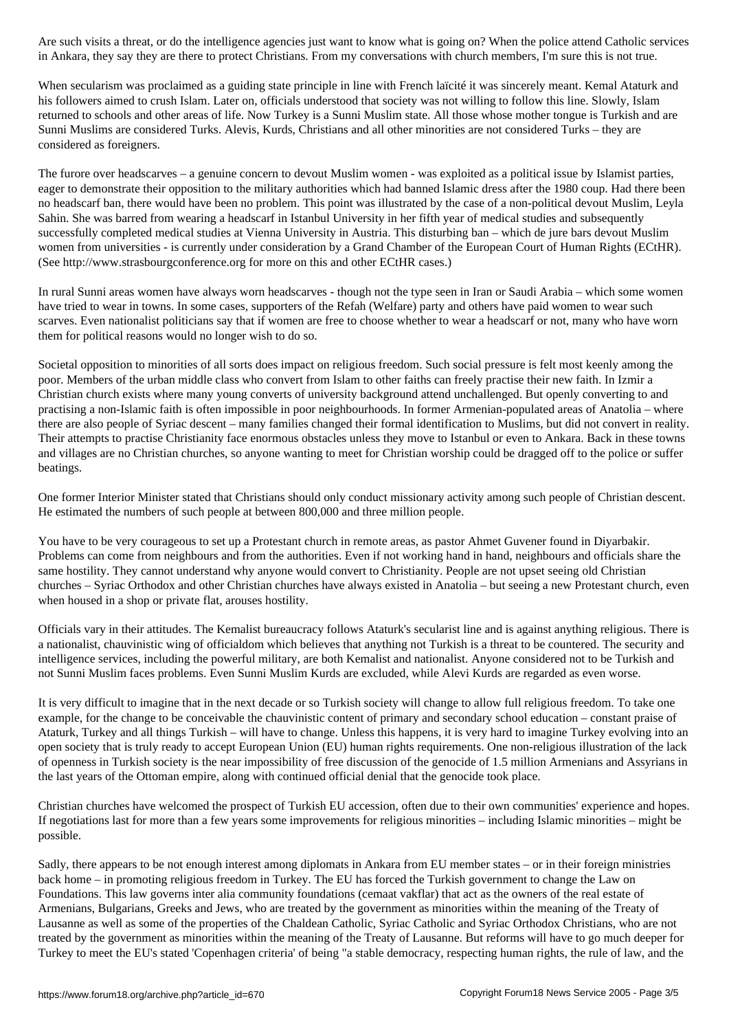Are such visits a threat, or do the intelligence agencies just want to know what is going on? When the police attend Catholic services in Ankara, they say they are there to protect Christians. From my conversations with church members, I'm sure this is not true.

When secularism was proclaimed as a guiding state principle in line with French laïcité it was sincerely meant. Kemal Ataturk and his followers aimed to crush Islam. Later on, officials understood that society was not willing to follow this line. Slowly, Islam returned to schools and other areas of life. Now Turkey is a Sunni Muslim state. All those whose mother tongue is Turkish and are Sunni Muslims are considered Turks. Alevis, Kurds, Christians and all other minorities are not considered Turks – they are considered as foreigners.

The furore over headscarves – a genuine concern to devout Muslim women - was exploited as a political issue by Islamist parties, eager to demonstrate their opposition to the military authorities which had banned Islamic dress after the 1980 coup. Had there been no headscarf ban, there would have been no problem. This point was illustrated by the case of a non-political devout Muslim, Leyla Sahin. She was barred from wearing a headscarf in Istanbul University in her fifth year of medical studies and subsequently successfully completed medical studies at Vienna University in Austria. This disturbing ban – which de jure bars devout Muslim women from universities - is currently under consideration by a Grand Chamber of the European Court of Human Rights (ECtHR). (See http://www.strasbourgconference.org for more on this and other ECtHR cases.)

In rural Sunni areas women have always worn headscarves - though not the type seen in Iran or Saudi Arabia – which some women have tried to wear in towns. In some cases, supporters of the Refah (Welfare) party and others have paid women to wear such scarves. Even nationalist politicians say that if women are free to choose whether to wear a headscarf or not, many who have worn them for political reasons would no longer wish to do so.

Societal opposition to minorities of all sorts does impact on religious freedom. Such social pressure is felt most keenly among the poor. Members of the urban middle class who convert from Islam to other faiths can freely practise their new faith. In Izmir a Christian church exists where many young converts of university background attend unchallenged. But openly converting to and practising a non-Islamic faith is often impossible in poor neighbourhoods. In former Armenian-populated areas of Anatolia – where there are also people of Syriac descent – many families changed their formal identification to Muslims, but did not convert in reality. Their attempts to practise Christianity face enormous obstacles unless they move to Istanbul or even to Ankara. Back in these towns and villages are no Christian churches, so anyone wanting to meet for Christian worship could be dragged off to the police or suffer beatings.

One former Interior Minister stated that Christians should only conduct missionary activity among such people of Christian descent. He estimated the numbers of such people at between 800,000 and three million people.

You have to be very courageous to set up a Protestant church in remote areas, as pastor Ahmet Guvener found in Diyarbakir. Problems can come from neighbours and from the authorities. Even if not working hand in hand, neighbours and officials share the same hostility. They cannot understand why anyone would convert to Christianity. People are not upset seeing old Christian churches – Syriac Orthodox and other Christian churches have always existed in Anatolia – but seeing a new Protestant church, even when housed in a shop or private flat, arouses hostility.

Officials vary in their attitudes. The Kemalist bureaucracy follows Ataturk's secularist line and is against anything religious. There is a nationalist, chauvinistic wing of officialdom which believes that anything not Turkish is a threat to be countered. The security and intelligence services, including the powerful military, are both Kemalist and nationalist. Anyone considered not to be Turkish and not Sunni Muslim faces problems. Even Sunni Muslim Kurds are excluded, while Alevi Kurds are regarded as even worse.

It is very difficult to imagine that in the next decade or so Turkish society will change to allow full religious freedom. To take one example, for the change to be conceivable the chauvinistic content of primary and secondary school education – constant praise of Ataturk, Turkey and all things Turkish – will have to change. Unless this happens, it is very hard to imagine Turkey evolving into an open society that is truly ready to accept European Union (EU) human rights requirements. One non-religious illustration of the lack of openness in Turkish society is the near impossibility of free discussion of the genocide of 1.5 million Armenians and Assyrians in the last years of the Ottoman empire, along with continued official denial that the genocide took place.

Christian churches have welcomed the prospect of Turkish EU accession, often due to their own communities' experience and hopes. If negotiations last for more than a few years some improvements for religious minorities – including Islamic minorities – might be possible.

Sadly, there appears to be not enough interest among diplomats in Ankara from EU member states – or in their foreign ministries back home – in promoting religious freedom in Turkey. The EU has forced the Turkish government to change the Law on Foundations. This law governs inter alia community foundations (cemaat vakflar) that act as the owners of the real estate of Armenians, Bulgarians, Greeks and Jews, who are treated by the government as minorities within the meaning of the Treaty of Lausanne as well as some of the properties of the Chaldean Catholic, Syriac Catholic and Syriac Orthodox Christians, who are not treated by the government as minorities within the meaning of the Treaty of Lausanne. But reforms will have to go much deeper for Turkey to meet the EU's stated 'Copenhagen criteria' of being "a stable democracy, respecting human rights, the rule of law, and the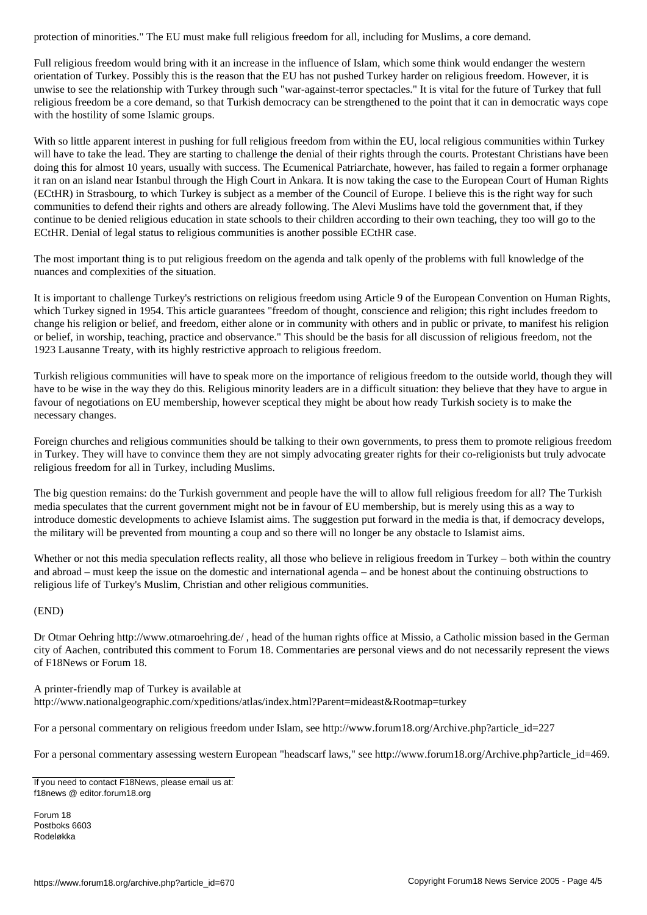protection of minorities." The EU must make full religious freedom for all, including for Muslims, a core demand.

Full religious freedom would bring with it an increase in the influence of Islam, which some think would endanger the western orientation of Turkey. Possibly this is the reason that the EU has not pushed Turkey harder on religious freedom. However, it is unwise to see the relationship with Turkey through such "war-against-terror spectacles." It is vital for the future of Turkey that full religious freedom be a core demand, so that Turkish democracy can be strengthened to the point that it can in democratic ways cope with the hostility of some Islamic groups.

With so little apparent interest in pushing for full religious freedom from within the EU, local religious communities within Turkey will have to take the lead. They are starting to challenge the denial of their rights through the courts. Protestant Christians have been doing this for almost 10 years, usually with success. The Ecumenical Patriarchate, however, has failed to regain a former orphanage it ran on an island near Istanbul through the High Court in Ankara. It is now taking the case to the European Court of Human Rights (ECtHR) in Strasbourg, to which Turkey is subject as a member of the Council of Europe. I believe this is the right way for such communities to defend their rights and others are already following. The Alevi Muslims have told the government that, if they continue to be denied religious education in state schools to their children according to their own teaching, they too will go to the ECtHR. Denial of legal status to religious communities is another possible ECtHR case.

The most important thing is to put religious freedom on the agenda and talk openly of the problems with full knowledge of the nuances and complexities of the situation.

It is important to challenge Turkey's restrictions on religious freedom using Article 9 of the European Convention on Human Rights, which Turkey signed in 1954. This article guarantees "freedom of thought, conscience and religion; this right includes freedom to change his religion or belief, and freedom, either alone or in community with others and in public or private, to manifest his religion or belief, in worship, teaching, practice and observance." This should be the basis for all discussion of religious freedom, not the 1923 Lausanne Treaty, with its highly restrictive approach to religious freedom.

Turkish religious communities will have to speak more on the importance of religious freedom to the outside world, though they will have to be wise in the way they do this. Religious minority leaders are in a difficult situation: they believe that they have to argue in favour of negotiations on EU membership, however sceptical they might be about how ready Turkish society is to make the necessary changes.

Foreign churches and religious communities should be talking to their own governments, to press them to promote religious freedom in Turkey. They will have to convince them they are not simply advocating greater rights for their co-religionists but truly advocate religious freedom for all in Turkey, including Muslims.

The big question remains: do the Turkish government and people have the will to allow full religious freedom for all? The Turkish media speculates that the current government might not be in favour of EU membership, but is merely using this as a way to introduce domestic developments to achieve Islamist aims. The suggestion put forward in the media is that, if democracy develops, the military will be prevented from mounting a coup and so there will no longer be any obstacle to Islamist aims.

Whether or not this media speculation reflects reality, all those who believe in religious freedom in Turkey – both within the country and abroad – must keep the issue on the domestic and international agenda – and be honest about the continuing obstructions to religious life of Turkey's Muslim, Christian and other religious communities.

(END)

Dr Otmar Oehring http://www.otmaroehring.de/ , head of the human rights office at Missio, a Catholic mission based in the German city of Aachen, contributed this comment to Forum 18. Commentaries are personal views and do not necessarily represent the views of F18News or Forum 18.

A printer-friendly map of Turkey is available at
http://www.nationalgeographic.com/xpeditions/atlas/index.html?Parent=mideast&Rootmap=turkey

For a personal commentary on religious freedom under Islam, see http://www.forum18.org/Archive.php?article_id=227

For a personal commentary assessing western European "headscarf laws," see http://www.forum18.org/Archive.php?article_id=469.

If you need to contact F18News, please email us at:
f18news @ editor.forum18.org

Forum 18
Postboks 6603
Rodeløkka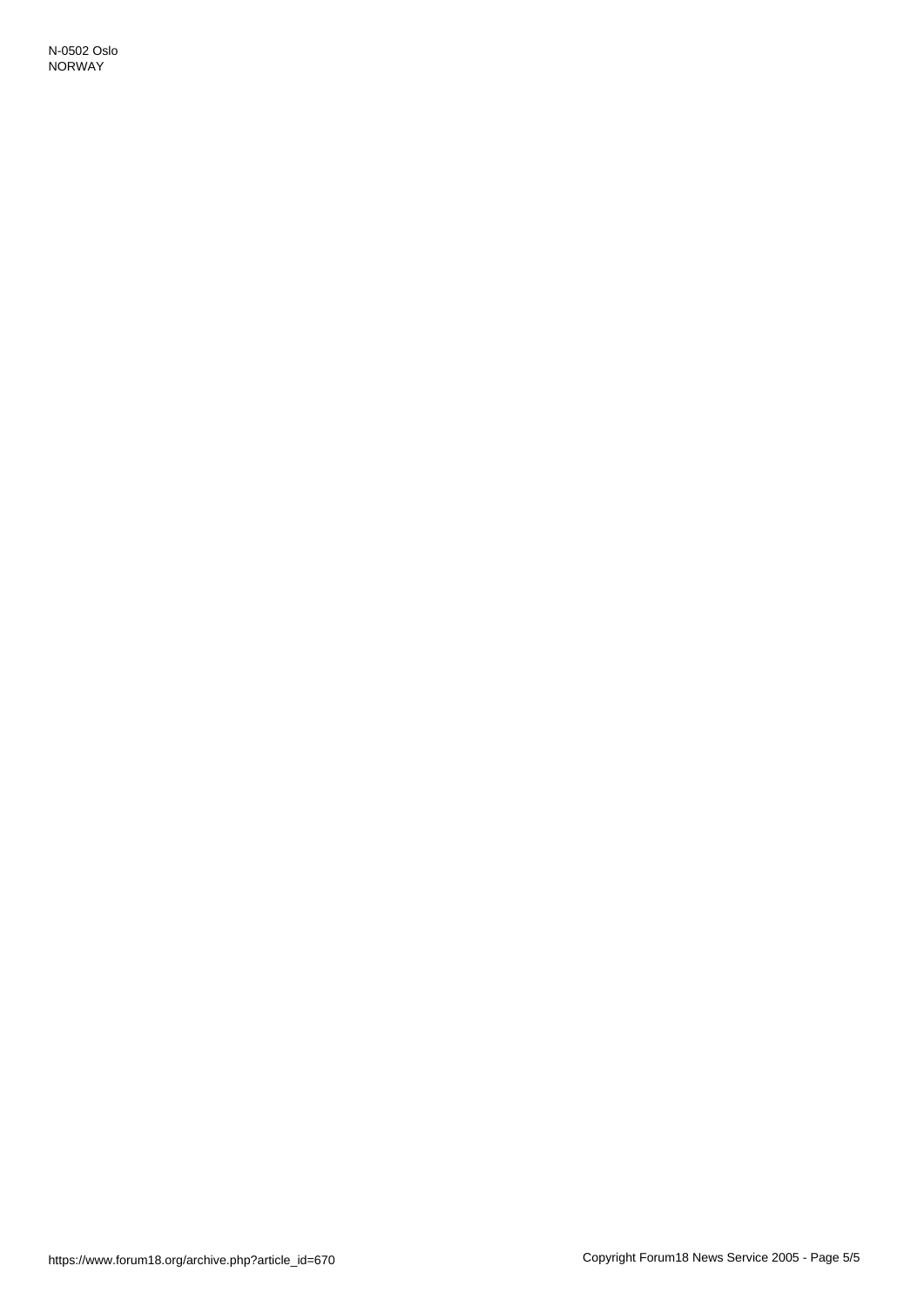N-0502 Oslo
NORWAY